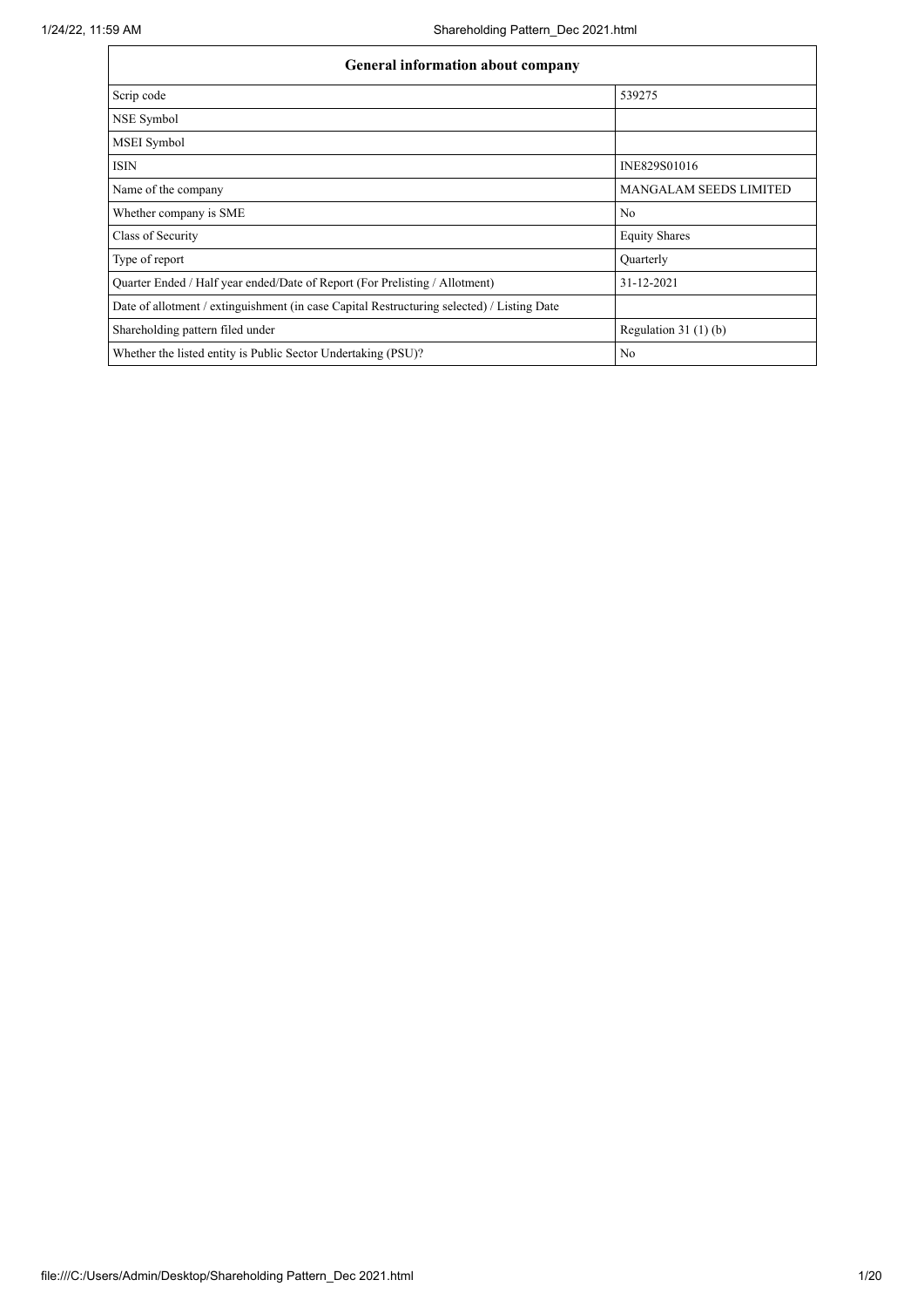| General information about company | |
|---|---|
| Scrip code | 539275 |
| NSE Symbol | |
| MSEI Symbol | |
| ISIN | INE829S01016 |
| Name of the company | MANGALAM SEEDS LIMITED |
| Whether company is SME | No |
| Class of Security | Equity Shares |
| Type of report | Quarterly |
| Quarter Ended / Half year ended/Date of Report (For Prelisting / Allotment) | 31-12-2021 |
| Date of allotment / extinguishment (in case Capital Restructuring selected) / Listing Date | |
| Shareholding pattern filed under | Regulation 31 (1) (b) |
| Whether the listed entity is Public Sector Undertaking (PSU)? | No |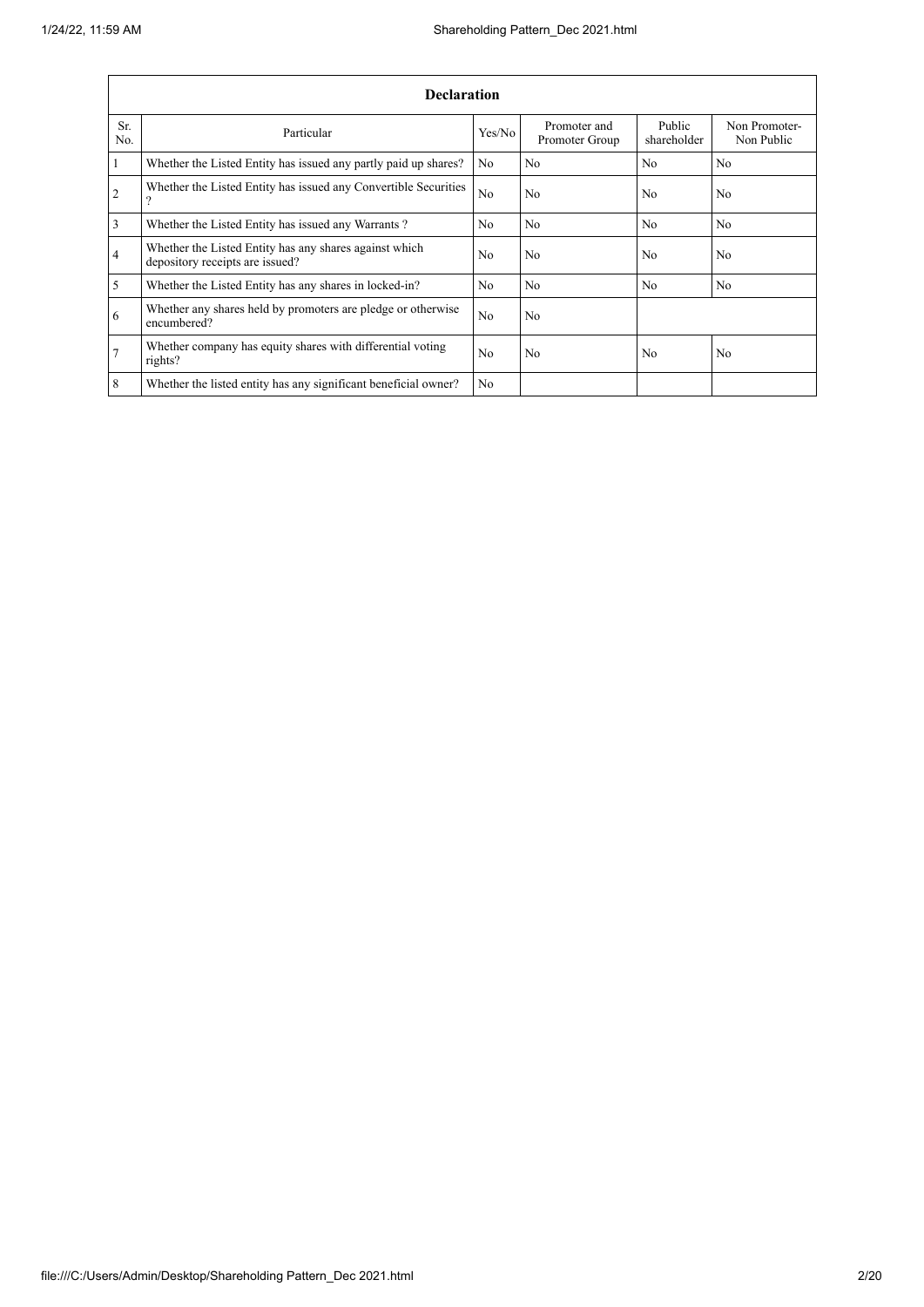| Declaration | | | | | |
|---|---|---|---|---|---|
| Sr. No. | Particular | Yes/No | Promoter and Promoter Group | Public shareholder | Non Promoter- Non Public |
| 1 | Whether the Listed Entity has issued any partly paid up shares? | No | No | No | No |
| 2 | Whether the Listed Entity has issued any Convertible Securities ? | No | No | No | No |
| 3 | Whether the Listed Entity has issued any Warrants ? | No | No | No | No |
| 4 | Whether the Listed Entity has any shares against which depository receipts are issued? | No | No | No | No |
| 5 | Whether the Listed Entity has any shares in locked-in? | No | No | No | No |
| 6 | Whether any shares held by promoters are pledge or otherwise encumbered? | No | No | | |
| 7 | Whether company has equity shares with differential voting rights? | No | No | No | No |
| 8 | Whether the listed entity has any significant beneficial owner? | No | | | |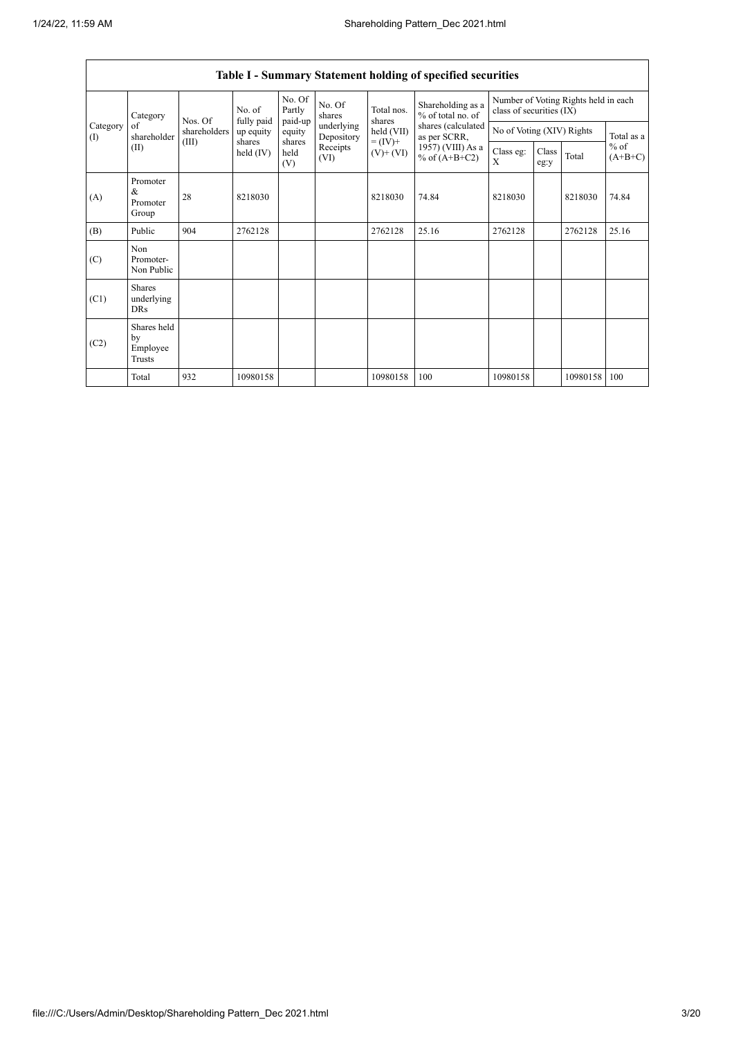| Table I - Summary Statement holding of specified securities | | | | | | | | | | | | |
|---|---|---|---|---|---|---|---|---|---|---|---|---|
| Category (I) | Category of shareholder (II) | Nos. Of shareholders (III) | No. of fully paid up equity shares held (IV) | No. Of Partly paid-up equity shares held (V) | No. Of shares underlying Depository Receipts (VI) | Total nos. shares held (VII) = (IV)+ (V)+ (VI) | Shareholding as a % of total no. of shares (calculated as per SCRR, 1957) (VIII) As a % of (A+B+C2) | Number of Voting Rights held in each class of securities (IX) | | | |
| | | | | | | | | No of Voting (XIV) Rights | | | Total as a % of (A+B+C) |
| | | | | | | | | Class eg: X | Class eg:y | Total | |
| (A) | Promoter & Promoter Group | 28 | 8218030 | | | 8218030 | 74.84 | 8218030 | | 8218030 | 74.84 |
| (B) | Public | 904 | 2762128 | | | 2762128 | 25.16 | 2762128 | | 2762128 | 25.16 |
| (C) | Non Promoter- Non Public | | | | | | | | | | |
| (C1) | Shares underlying DRs | | | | | | | | | | |
| (C2) | Shares held by Employee Trusts | | | | | | | | | | |
| | Total | 932 | 10980158 | | | 10980158 | 100 | 10980158 | | 10980158 | 100 |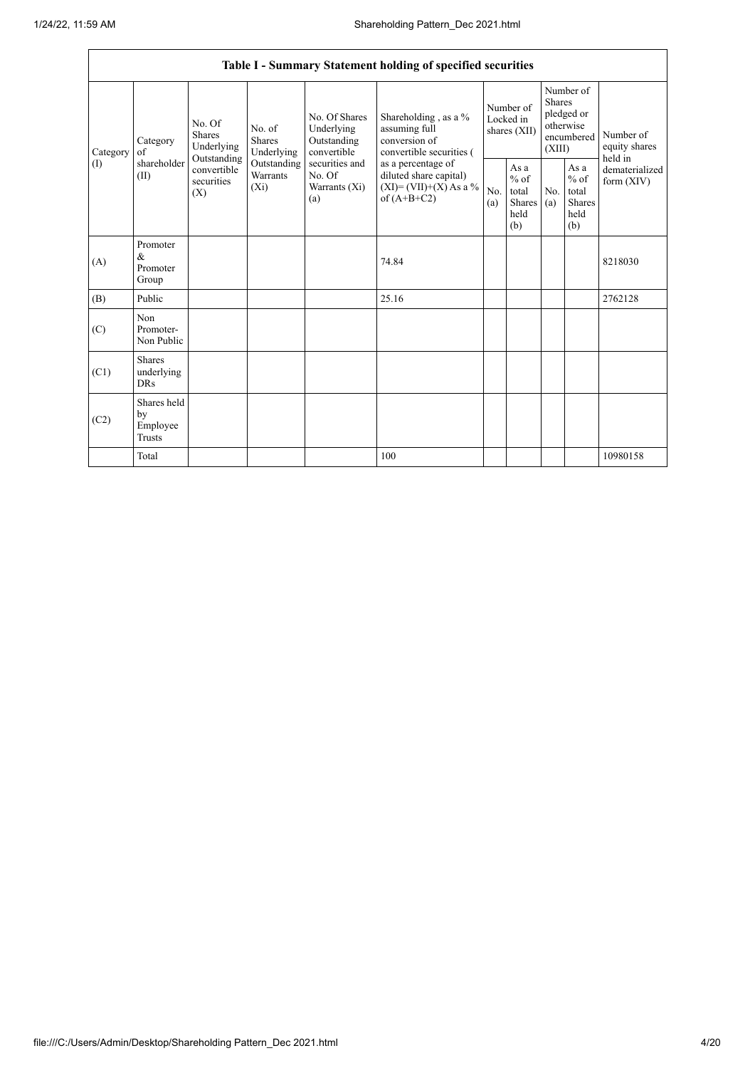| Table I - Summary Statement holding of specified securities | | | | | | | | | | |
|---|---|---|---|---|---|---|---|---|---|---|
| Category (I) | Category of shareholder (II) | No. Of Shares Underlying Outstanding convertible securities (X) | No. of Shares Underlying Outstanding Warrants (Xi) | No. Of Shares Underlying Outstanding convertible securities and No. Of Warrants (Xi) (a) | Shareholding , as a % assuming full conversion of convertible securities ( as a percentage of diluted share capital) (XI)= (VII)+(X) As a % of (A+B+C2) | Number of Locked in shares (XII) | | Number of Shares pledged or otherwise encumbered (XIII) | | Number of equity shares held in dematerialized form (XIV) |
| | | | | | | No. (a) | As a % of total Shares held (b) | No. (a) | As a % of total Shares held (b) | |
| (A) | Promoter & Promoter Group | | | | 74.84 | | | | | 8218030 |
| (B) | Public | | | | 25.16 | | | | | 2762128 |
| (C) | Non Promoter- Non Public | | | | | | | | | |
| (C1) | Shares underlying DRs | | | | | | | | | |
| (C2) | Shares held by Employee Trusts | | | | | | | | | |
| | Total | | | | 100 | | | | | 10980158 |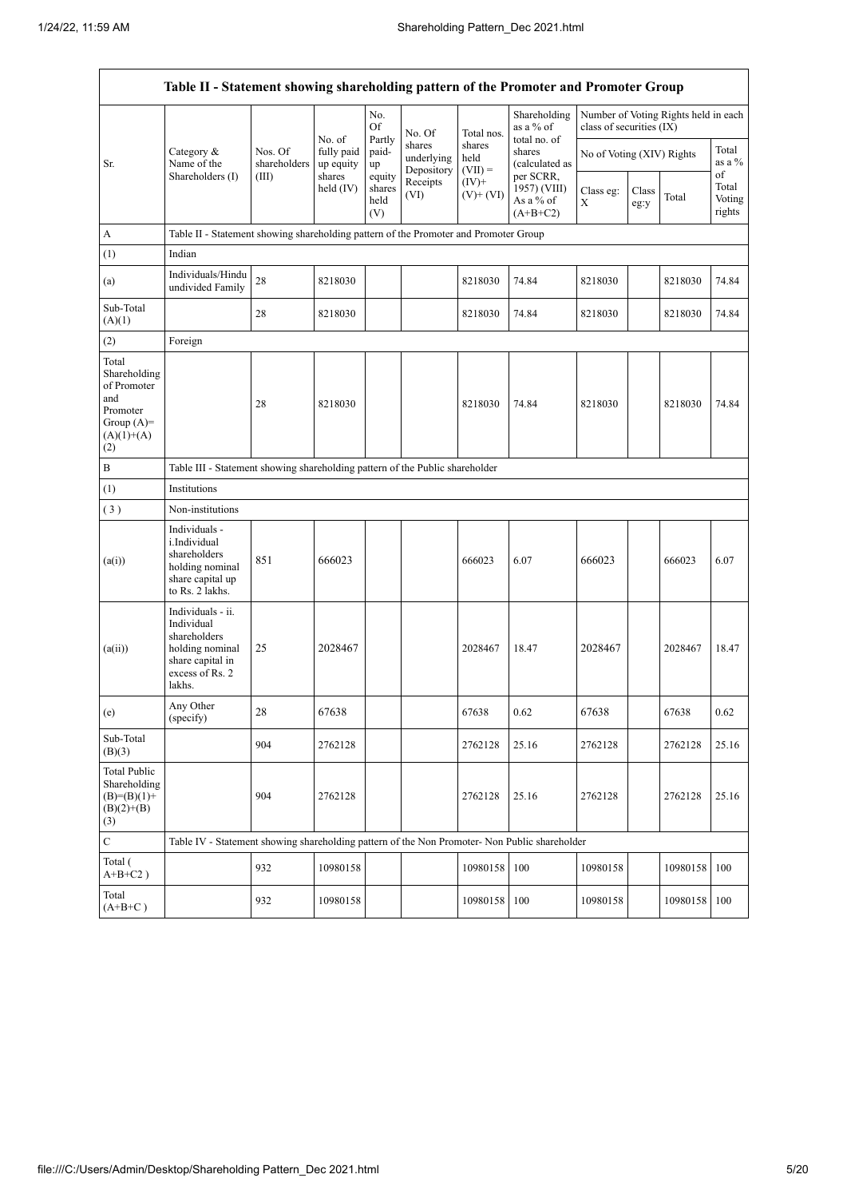| Table II - Statement showing shareholding pattern of the Promoter and Promoter Group | | | | | | | | | | | |
|---|---|---|---|---|---|---|---|---|---|---|---|
| Sr. | Category & Name of the Shareholders (I) | Nos. Of shareholders (III) | No. of fully paid up equity shares held (IV) | No. Of Partly paid-up equity shares held (V) | No. Of shares underlying Depository Receipts (VI) | Total nos. shares held (VII) = (IV)+ (V)+ (VI) | Shareholding as a % of total no. of shares (calculated as per SCRR, 1957) (VIII) As a % of (A+B+C2) | Number of Voting Rights held in each class of securities (IX) | | | |
| | | | | | | | | No of Voting (XIV) Rights | | | Total as a % of Total Voting rights |
| | | | | | | | | Class eg: X | Class eg:y | Total | |
| A | Table II - Statement showing shareholding pattern of the Promoter and Promoter Group | | | | | | | | | | |
| (1) | Indian | | | | | | | | | | |
| (a) | Individuals/Hindu undivided Family | 28 | 8218030 | | | 8218030 | 74.84 | 8218030 | | 8218030 | 74.84 |
| Sub-Total (A)(1) | | 28 | 8218030 | | | 8218030 | 74.84 | 8218030 | | 8218030 | 74.84 |
| (2) | Foreign | | | | | | | | | | |
| Total Shareholding of Promoter and Promoter Group (A)=(A)(1)+(A)(2) | | 28 | 8218030 | | | 8218030 | 74.84 | 8218030 | | 8218030 | 74.84 |
| B | Table III - Statement showing shareholding pattern of the Public shareholder | | | | | | | | | | |
| (1) | Institutions | | | | | | | | | | |
| (3) | Non-institutions | | | | | | | | | | |
| (a(i)) | Individuals - i.Individual shareholders holding nominal share capital up to Rs. 2 lakhs. | 851 | 666023 | | | 666023 | 6.07 | 666023 | | 666023 | 6.07 |
| (a(ii)) | Individuals - ii. Individual shareholders holding nominal share capital in excess of Rs. 2 lakhs. | 25 | 2028467 | | | 2028467 | 18.47 | 2028467 | | 2028467 | 18.47 |
| (e) | Any Other (specify) | 28 | 67638 | | | 67638 | 0.62 | 67638 | | 67638 | 0.62 |
| Sub-Total (B)(3) | | 904 | 2762128 | | | 2762128 | 25.16 | 2762128 | | 2762128 | 25.16 |
| Total Public Shareholding (B)=(B)(1)+(B)(2)+(B)(3) | | 904 | 2762128 | | | 2762128 | 25.16 | 2762128 | | 2762128 | 25.16 |
| C | Table IV - Statement showing shareholding pattern of the Non Promoter- Non Public shareholder | | | | | | | | | | |
| Total ( A+B+C2 ) | | 932 | 10980158 | | | 10980158 | 100 | 10980158 | | 10980158 | 100 |
| Total (A+B+C ) | | 932 | 10980158 | | | 10980158 | 100 | 10980158 | | 10980158 | 100 |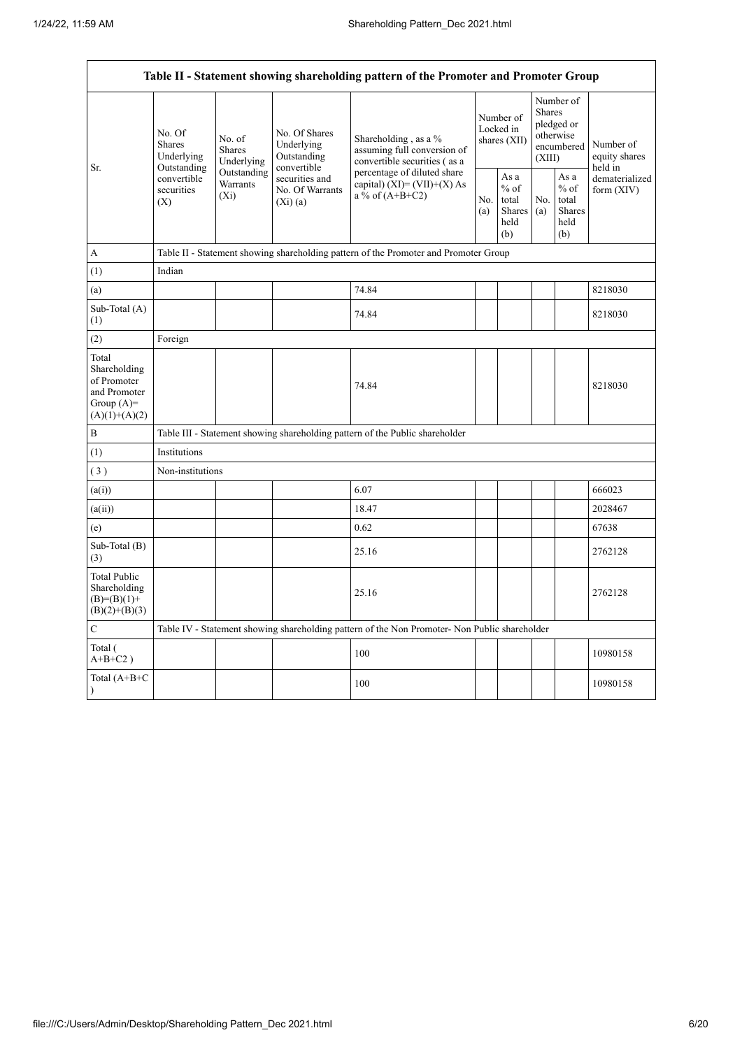| Table II - Statement showing shareholding pattern of the Promoter and Promoter Group | | | | | | | | | |
|---|---|---|---|---|---|---|---|---|---|
| Sr. | No. Of Shares Underlying Outstanding convertible securities (X) | No. of Shares Underlying Outstanding Warrants (Xi) | No. Of Shares Underlying Outstanding convertible securities and No. Of Warrants (Xi) (a) | Shareholding , as a % assuming full conversion of convertible securities ( as a percentage of diluted share capital) (XI)= (VII)+(X) As a % of (A+B+C2) | Number of Locked in shares (XII) | | Number of Shares pledged or otherwise encumbered (XIII) | | Number of equity shares held in dematerialized form (XIV) |
| | | | | | No. (a) | As a % of total Shares held (b) | No. (a) | As a % of total Shares held (b) | |
| A | Table II - Statement showing shareholding pattern of the Promoter and Promoter Group | | | | | | | | |
| (1) | Indian | | | | | | | | |
| (a) | | | | 74.84 | | | | | 8218030 |
| Sub-Total (A) (1) | | | | 74.84 | | | | | 8218030 |
| (2) | Foreign | | | | | | | | |
| Total Shareholding of Promoter and Promoter Group (A)= (A)(1)+(A)(2) | | | | 74.84 | | | | | 8218030 |
| B | Table III - Statement showing shareholding pattern of the Public shareholder | | | | | | | | |
| (1) | Institutions | | | | | | | | |
| ( 3 ) | Non-institutions | | | | | | | | |
| (a(i)) | | | | 6.07 | | | | | 666023 |
| (a(ii)) | | | | 18.47 | | | | | 2028467 |
| (e) | | | | 0.62 | | | | | 67638 |
| Sub-Total (B) (3) | | | | 25.16 | | | | | 2762128 |
| Total Public Shareholding (B)=(B)(1)+ (B)(2)+(B)(3) | | | | 25.16 | | | | | 2762128 |
| C | Table IV - Statement showing shareholding pattern of the Non Promoter- Non Public shareholder | | | | | | | | |
| Total ( A+B+C2 ) | | | | 100 | | | | | 10980158 |
| Total (A+B+C ) | | | | 100 | | | | | 10980158 |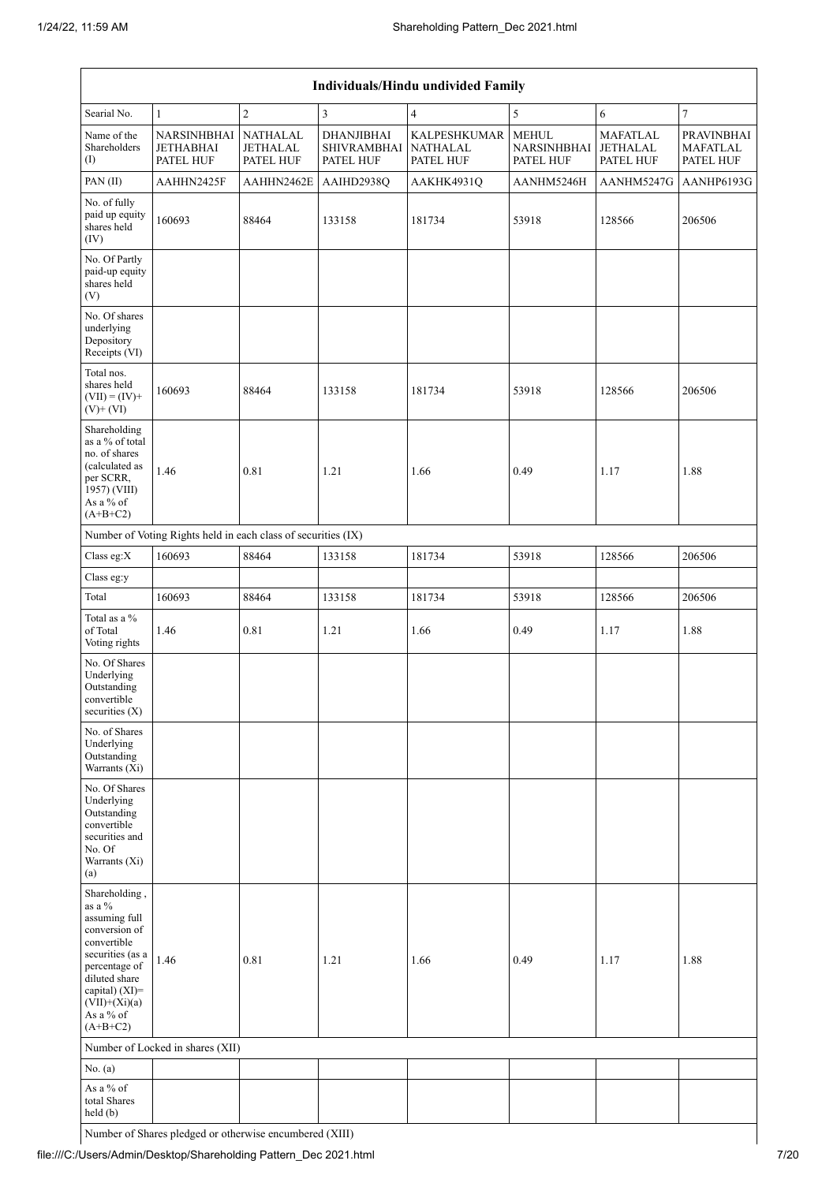| Individuals/Hindu undivided Family | | | | | | | |
|---|---|---|---|---|---|---|---|
| Searial No. | 1 | 2 | 3 | 4 | 5 | 6 | 7 |
| Name of the Shareholders (I) | NARSINHBHAI JETHABHAI PATEL HUF | NATHALAL JETHALAL PATEL HUF | DHANJIBHAI SHIVRAMBHAI PATEL HUF | KALPESHKUMAR NATHALAL PATEL HUF | MEHUL NARSINHBHAI PATEL HUF | MAFATLAL JETHALAL PATEL HUF | PRAVINBHAI MAFATLAL PATEL HUF |
| PAN (II) | AAHHN2425F | AAHHN2462E | AAIHD2938Q | AAKHK4931Q | AANHM5246H | AANHM5247G | AANHP6193G |
| No. of fully paid up equity shares held (IV) | 160693 | 88464 | 133158 | 181734 | 53918 | 128566 | 206506 |
| No. Of Partly paid-up equity shares held (V) | | | | | | | |
| No. Of shares underlying Depository Receipts (VI) | | | | | | | |
| Total nos. shares held (VII) = (IV)+ (V)+ (VI) | 160693 | 88464 | 133158 | 181734 | 53918 | 128566 | 206506 |
| Shareholding as a % of total no. of shares (calculated as per SCRR, 1957) (VIII) As a % of (A+B+C2) | 1.46 | 0.81 | 1.21 | 1.66 | 0.49 | 1.17 | 1.88 |
| Number of Voting Rights held in each class of securities (IX) | | | | | | | |
| Class eg:X | 160693 | 88464 | 133158 | 181734 | 53918 | 128566 | 206506 |
| Class eg:y | | | | | | | |
| Total | 160693 | 88464 | 133158 | 181734 | 53918 | 128566 | 206506 |
| Total as a % of Total Voting rights | 1.46 | 0.81 | 1.21 | 1.66 | 0.49 | 1.17 | 1.88 |
| No. Of Shares Underlying Outstanding convertible securities (X) | | | | | | | |
| No. of Shares Underlying Outstanding Warrants (Xi) | | | | | | | |
| No. Of Shares Underlying Outstanding convertible securities and No. Of Warrants (Xi) (a) | | | | | | | |
| Shareholding , as a % assuming full conversion of convertible securities (as a percentage of diluted share capital) (XI)= (VII)+(Xi)(a) As a % of (A+B+C2) | 1.46 | 0.81 | 1.21 | 1.66 | 0.49 | 1.17 | 1.88 |
| Number of Locked in shares (XII) | | | | | | | |
| No. (a) | | | | | | | |
| As a % of total Shares held (b) | | | | | | | |
| Number of Shares pledged or otherwise encumbered (XIII) | | | | | | | |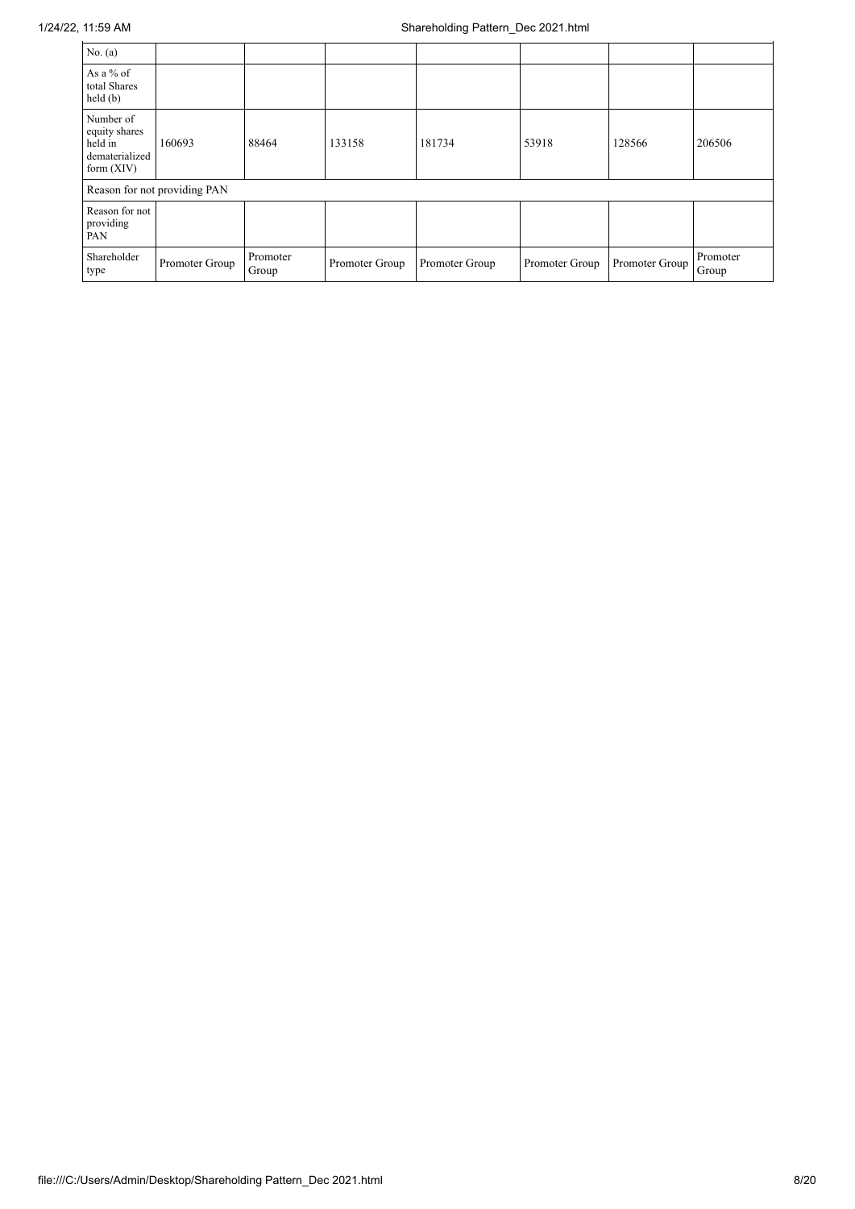| | | | | | | | |
|---|---|---|---|---|---|---|---|
| No. (a) | | | | | | | |
| As a % of total Shares held (b) | | | | | | | |
| Number of equity shares held in dematerialized form (XIV) | 160693 | 88464 | 133158 | 181734 | 53918 | 128566 | 206506 |
| Reason for not providing PAN | | | | | | | |
| Reason for not providing PAN | | | | | | | |
| Shareholder type | Promoter Group | Promoter Group | Promoter Group | Promoter Group | Promoter Group | Promoter Group | Promoter Group |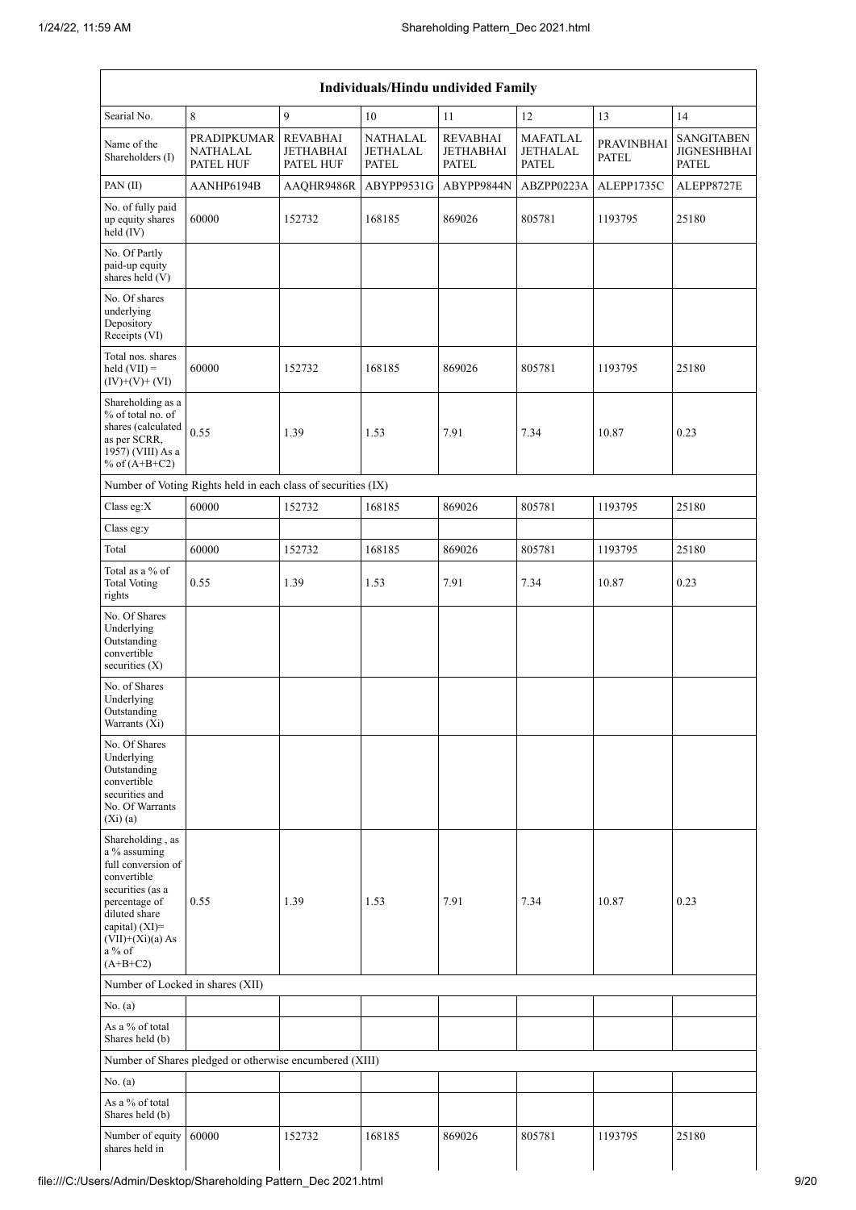| Individuals/Hindu undivided Family | | | | | | | |
|---|---|---|---|---|---|---|---|
| Searial No. | 8 | 9 | 10 | 11 | 12 | 13 | 14 |
| Name of the Shareholders (I) | PRADIPKUMAR NATHALAL PATEL HUF | REVABHAI JETHABHAI PATEL HUF | NATHALAL JETHALAL PATEL | REVABHAI JETHABHAI PATEL | MAFATLAL JETHALAL PATEL | PRAVINBHAI PATEL | SANGITABEN JIGNESHBHAI PATEL |
| PAN (II) | AANHP6194B | AAQHR9486R | ABYPP9531G | ABYPP9844N | ABZPP0223A | ALEPP1735C | ALEPP8727E |
| No. of fully paid up equity shares held (IV) | 60000 | 152732 | 168185 | 869026 | 805781 | 1193795 | 25180 |
| No. Of Partly paid-up equity shares held (V) | | | | | | | |
| No. Of shares underlying Depository Receipts (VI) | | | | | | | |
| Total nos. shares held (VII) = (IV)+(V)+ (VI) | 60000 | 152732 | 168185 | 869026 | 805781 | 1193795 | 25180 |
| Shareholding as a % of total no. of shares (calculated as per SCRR, 1957) (VIII) As a % of (A+B+C2) | 0.55 | 1.39 | 1.53 | 7.91 | 7.34 | 10.87 | 0.23 |
| Number of Voting Rights held in each class of securities (IX) | | | | | | | |
| Class eg:X | 60000 | 152732 | 168185 | 869026 | 805781 | 1193795 | 25180 |
| Class eg:y | | | | | | | |
| Total | 60000 | 152732 | 168185 | 869026 | 805781 | 1193795 | 25180 |
| Total as a % of Total Voting rights | 0.55 | 1.39 | 1.53 | 7.91 | 7.34 | 10.87 | 0.23 |
| No. Of Shares Underlying Outstanding convertible securities (X) | | | | | | | |
| No. of Shares Underlying Outstanding Warrants (Xi) | | | | | | | |
| No. Of Shares Underlying Outstanding convertible securities and No. Of Warrants (Xi) (a) | | | | | | | |
| Shareholding , as a % assuming full conversion of convertible securities (as a percentage of diluted share capital) (XI)= (VII)+(Xi)(a) As a % of (A+B+C2) | 0.55 | 1.39 | 1.53 | 7.91 | 7.34 | 10.87 | 0.23 |
| Number of Locked in shares (XII) | | | | | | | |
| No. (a) | | | | | | | |
| As a % of total Shares held (b) | | | | | | | |
| Number of Shares pledged or otherwise encumbered (XIII) | | | | | | | |
| No. (a) | | | | | | | |
| As a % of total Shares held (b) | | | | | | | |
| Number of equity shares held in | 60000 | 152732 | 168185 | 869026 | 805781 | 1193795 | 25180 |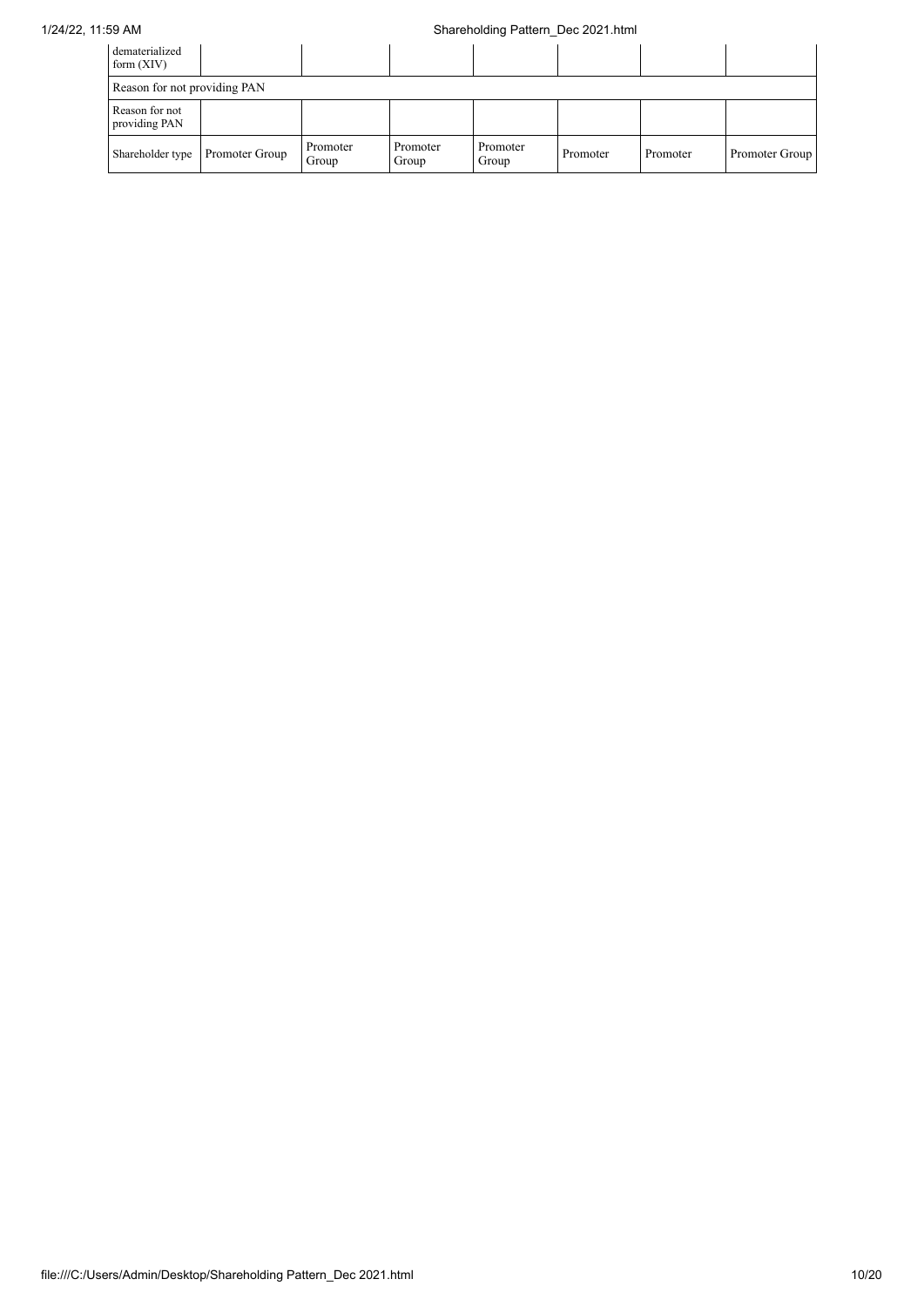| dematerialized form (XIV) | | | | | | | |
|---|---|---|---|---|---|---|---|
| Reason for not providing PAN | | | | | | | |
| Reason for not providing PAN | | | | | | | |
| Shareholder type | Promoter Group | Promoter Group | Promoter Group | Promoter Group | Promoter | Promoter | Promoter Group |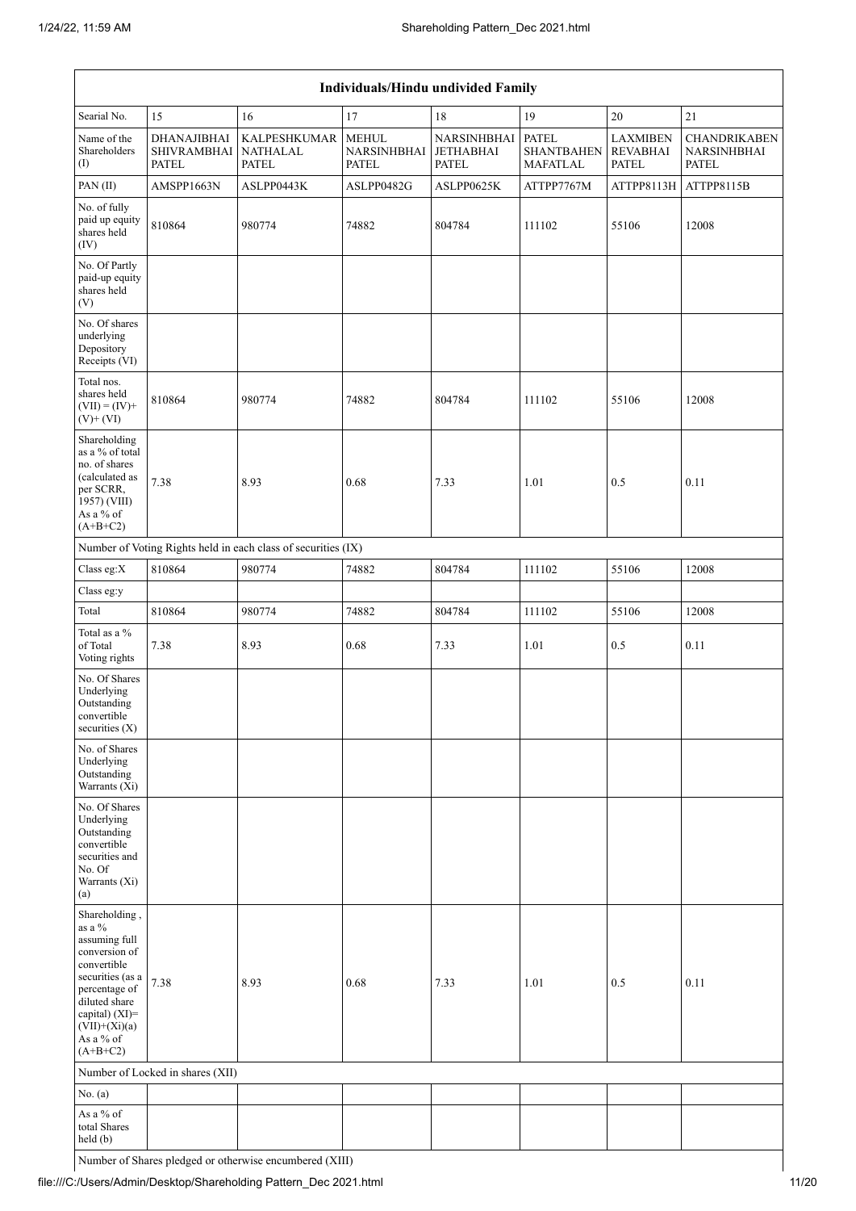| Individuals/Hindu undivided Family | | | | | | | |
|---|---|---|---|---|---|---|---|
| Searial No. | 15 | 16 | 17 | 18 | 19 | 20 | 21 |
| Name of the Shareholders (I) | DHANAJIBHAI SHIVRAMBHAI PATEL | KALPESHKUMAR NATHALAL PATEL | MEHUL NARSINHBHAI PATEL | NARSINHBHAI JETHABHAI PATEL | PATEL SHANTBAHEN MAFATLAL | LAXMIBEN REVABHAI PATEL | CHANDRIKABEN NARSINHBHAI PATEL |
| PAN (II) | AMSPP1663N | ASLPP0443K | ASLPP0482G | ASLPP0625K | ATTPP7767M | ATTPP8113H | ATTPP8115B |
| No. of fully paid up equity shares held (IV) | 810864 | 980774 | 74882 | 804784 | 111102 | 55106 | 12008 |
| No. Of Partly paid-up equity shares held (V) | | | | | | | |
| No. Of shares underlying Depository Receipts (VI) | | | | | | | |
| Total nos. shares held (VII) = (IV)+(V)+ (VI) | 810864 | 980774 | 74882 | 804784 | 111102 | 55106 | 12008 |
| Shareholding as a % of total no. of shares (calculated as per SCRR, 1957) (VIII) As a % of (A+B+C2) | 7.38 | 8.93 | 0.68 | 7.33 | 1.01 | 0.5 | 0.11 |
| Number of Voting Rights held in each class of securities (IX) | | | | | | | |
| Class eg:X | 810864 | 980774 | 74882 | 804784 | 111102 | 55106 | 12008 |
| Class eg:y | | | | | | | |
| Total | 810864 | 980774 | 74882 | 804784 | 111102 | 55106 | 12008 |
| Total as a % of Total Voting rights | 7.38 | 8.93 | 0.68 | 7.33 | 1.01 | 0.5 | 0.11 |
| No. Of Shares Underlying Outstanding convertible securities (X) | | | | | | | |
| No. of Shares Underlying Outstanding Warrants (Xi) | | | | | | | |
| No. Of Shares Underlying Outstanding convertible securities and No. Of Warrants (Xi) (a) | | | | | | | |
| Shareholding , as a % assuming full conversion of convertible securities (as a percentage of diluted share capital) (XI)= (VII)+(Xi)(a) As a % of (A+B+C2) | 7.38 | 8.93 | 0.68 | 7.33 | 1.01 | 0.5 | 0.11 |
| Number of Locked in shares (XII) | | | | | | | |
| No. (a) | | | | | | | |
| As a % of total Shares held (b) | | | | | | | |
| Number of Shares pledged or otherwise encumbered (XIII) | | | | | | | |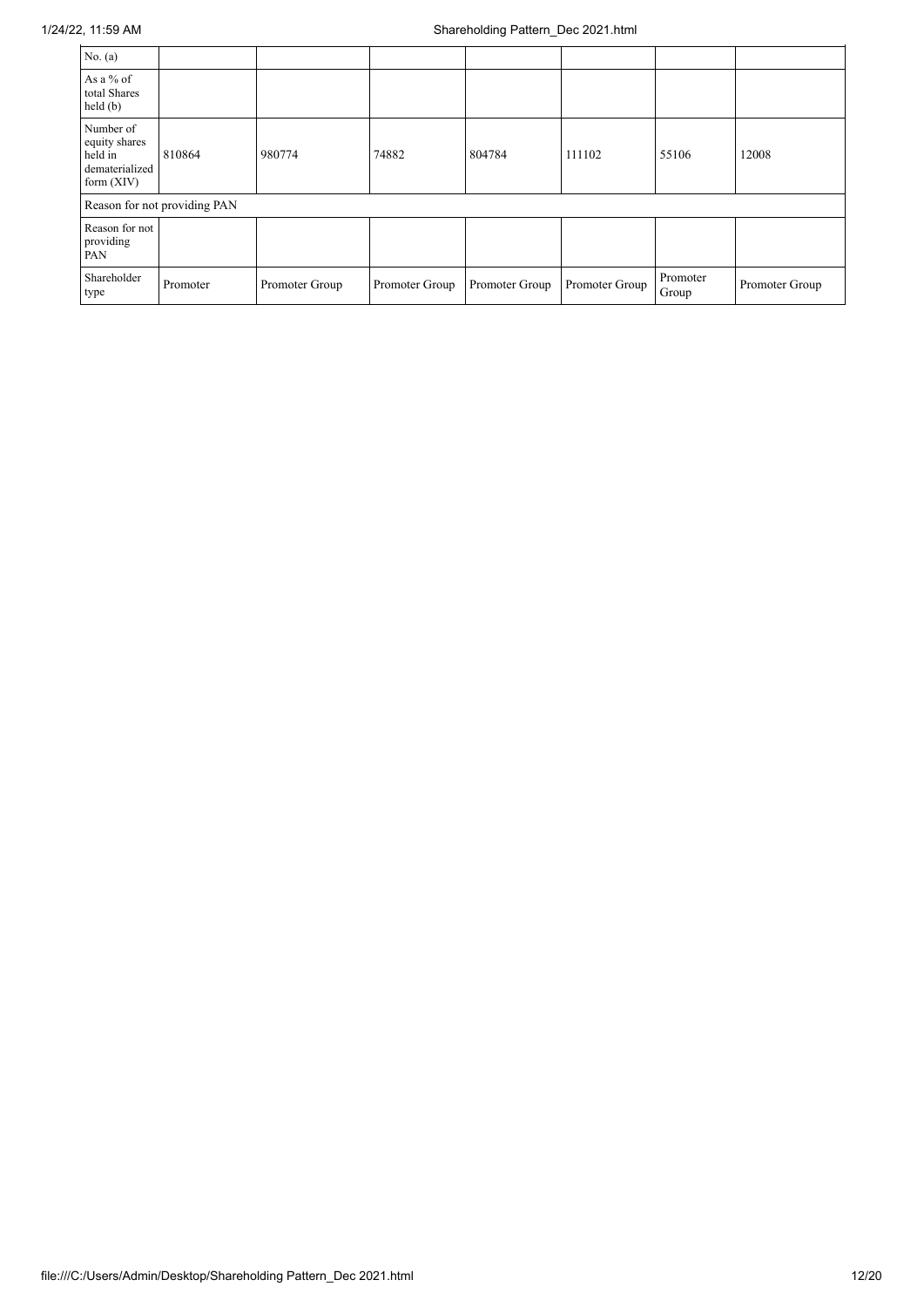| No. (a) | | | | | | | |
|---|---|---|---|---|---|---|---|
| As a % of total Shares held (b) | | | | | | | |
| Number of equity shares held in dematerialized form (XIV) | 810864 | 980774 | 74882 | 804784 | 111102 | 55106 | 12008 |
| Reason for not providing PAN | | | | | | | |
| Reason for not providing PAN | | | | | | | |
| Shareholder type | Promoter | Promoter Group | Promoter Group | Promoter Group | Promoter Group | Promoter Group | Promoter Group |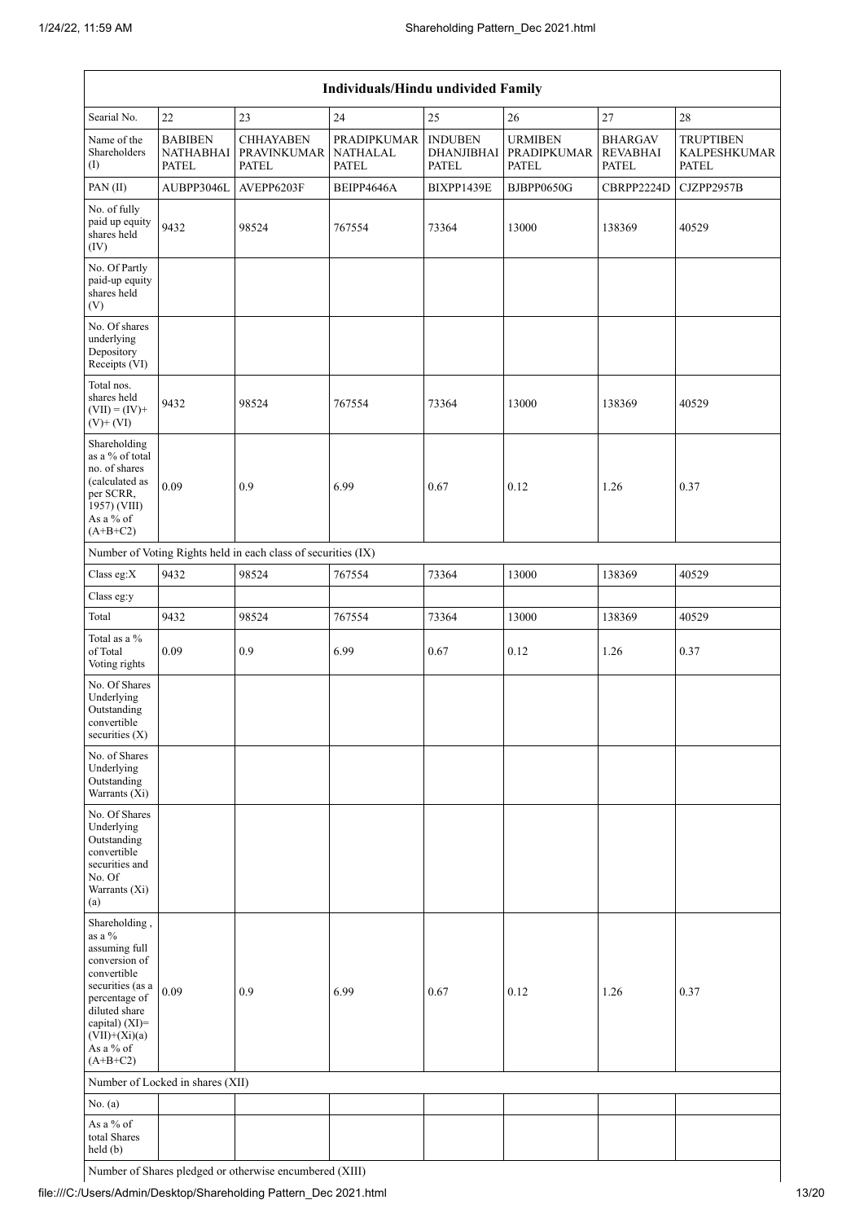| Individuals/Hindu undivided Family | | | | | | | |
|---|---|---|---|---|---|---|---|
| Searial No. | 22 | 23 | 24 | 25 | 26 | 27 | 28 |
| Name of the Shareholders (I) | BABIBEN NATHABHAI PATEL | CHHAYABEN PRAVINKUMAR PATEL | PRADIPKUMAR NATHALAL PATEL | INDUBEN DHANJIBHAI PATEL | URMIBEN PRADIPKUMAR PATEL | BHARGAV REVABHAI PATEL | TRUPTIBEN KALPESHKUMAR PATEL |
| PAN (II) | AUBPP3046L | AVEPP6203F | BEIPP4646A | BIXPP1439E | BJBPP0650G | CBRPP2224D | CJZPP2957B |
| No. of fully paid up equity shares held (IV) | 9432 | 98524 | 767554 | 73364 | 13000 | 138369 | 40529 |
| No. Of Partly paid-up equity shares held (V) | | | | | | | |
| No. Of shares underlying Depository Receipts (VI) | | | | | | | |
| Total nos. shares held (VII) = (IV)+ (V)+ (VI) | 9432 | 98524 | 767554 | 73364 | 13000 | 138369 | 40529 |
| Shareholding as a % of total no. of shares (calculated as per SCRR, 1957) (VIII) As a % of (A+B+C2) | 0.09 | 0.9 | 6.99 | 0.67 | 0.12 | 1.26 | 0.37 |
| Number of Voting Rights held in each class of securities (IX) | | | | | | | |
| Class eg:X | 9432 | 98524 | 767554 | 73364 | 13000 | 138369 | 40529 |
| Class eg:y | | | | | | | |
| Total | 9432 | 98524 | 767554 | 73364 | 13000 | 138369 | 40529 |
| Total as a % of Total Voting rights | 0.09 | 0.9 | 6.99 | 0.67 | 0.12 | 1.26 | 0.37 |
| No. Of Shares Underlying Outstanding convertible securities (X) | | | | | | | |
| No. of Shares Underlying Outstanding Warrants (Xi) | | | | | | | |
| No. Of Shares Underlying Outstanding convertible securities and No. Of Warrants (Xi) (a) | | | | | | | |
| Shareholding , as a % assuming full conversion of convertible securities (as a percentage of diluted share capital) (XI)= (VII)+(Xi)(a) As a % of (A+B+C2) | 0.09 | 0.9 | 6.99 | 0.67 | 0.12 | 1.26 | 0.37 |
| Number of Locked in shares (XII) | | | | | | | |
| No. (a) | | | | | | | |
| As a % of total Shares held (b) | | | | | | | |
| Number of Shares pledged or otherwise encumbered (XIII) | | | | | | | |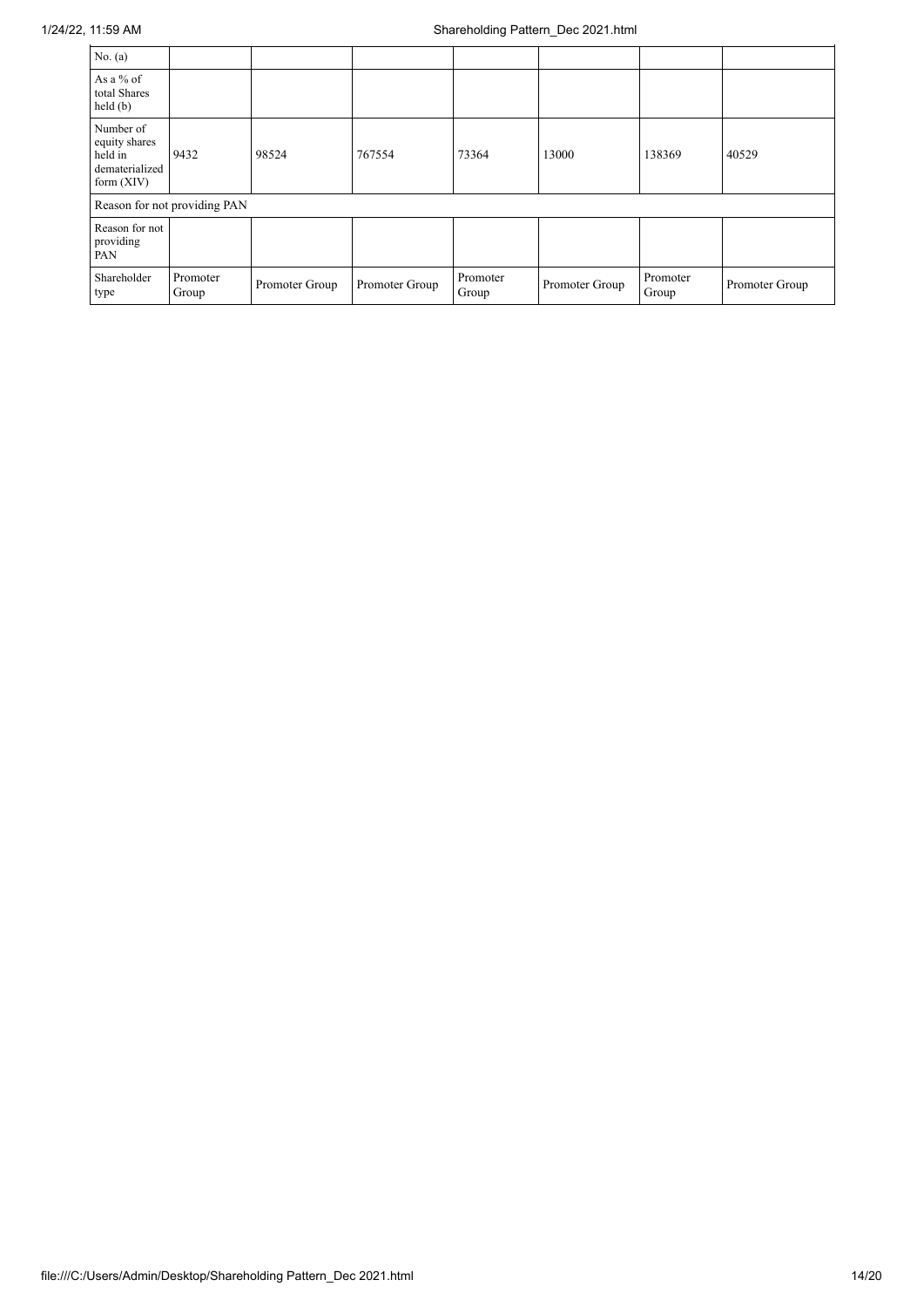| No. (a) | | | | | | | |
|---|---|---|---|---|---|---|---|
| As a % of total Shares held (b) | | | | | | | |
| Number of equity shares held in dematerialized form (XIV) | 9432 | 98524 | 767554 | 73364 | 13000 | 138369 | 40529 |
| Reason for not providing PAN | | | | | | | |
| Reason for not providing PAN | | | | | | | |
| Shareholder type | Promoter Group | Promoter Group | Promoter Group | Promoter Group | Promoter Group | Promoter Group | Promoter Group |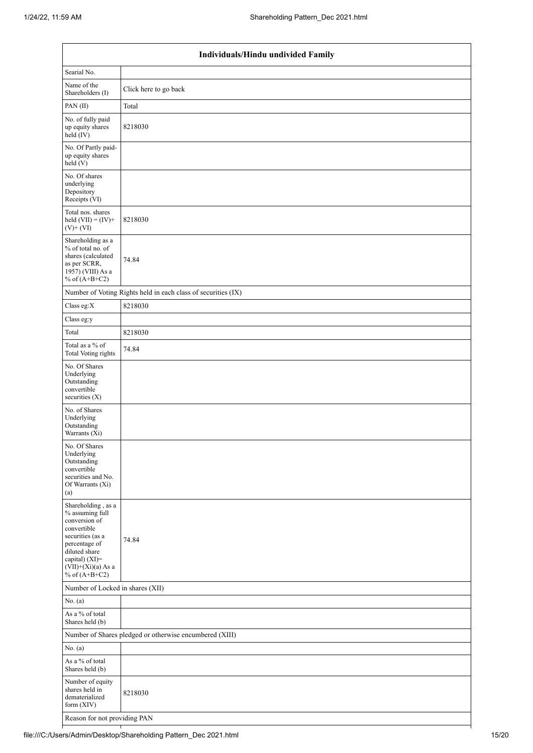| Individuals/Hindu undivided Family | |
|---|---|
| Searial No. | |
| Name of the Shareholders (I) | Click here to go back |
| PAN (II) | Total |
| No. of fully paid up equity shares held (IV) | 8218030 |
| No. Of Partly paid-up equity shares held (V) | |
| No. Of shares underlying Depository Receipts (VI) | |
| Total nos. shares held (VII) = (IV)+ (V)+ (VI) | 8218030 |
| Shareholding as a % of total no. of shares (calculated as per SCRR, 1957) (VIII) As a % of (A+B+C2) | 74.84 |
| Number of Voting Rights held in each class of securities (IX) | |
| Class eg:X | 8218030 |
| Class eg:y | |
| Total | 8218030 |
| Total as a % of Total Voting rights | 74.84 |
| No. Of Shares Underlying Outstanding convertible securities (X) | |
| No. of Shares Underlying Outstanding Warrants (Xi) | |
| No. Of Shares Underlying Outstanding convertible securities and No. Of Warrants (Xi) (a) | |
| Shareholding , as a % assuming full conversion of convertible securities (as a percentage of diluted share capital) (XI)= (VII)+(Xi)(a) As a % of (A+B+C2) | 74.84 |
| Number of Locked in shares (XII) | |
| No. (a) | |
| As a % of total Shares held (b) | |
| Number of Shares pledged or otherwise encumbered (XIII) | |
| No. (a) | |
| As a % of total Shares held (b) | |
| Number of equity shares held in dematerialized form (XIV) | 8218030 |
| Reason for not providing PAN | |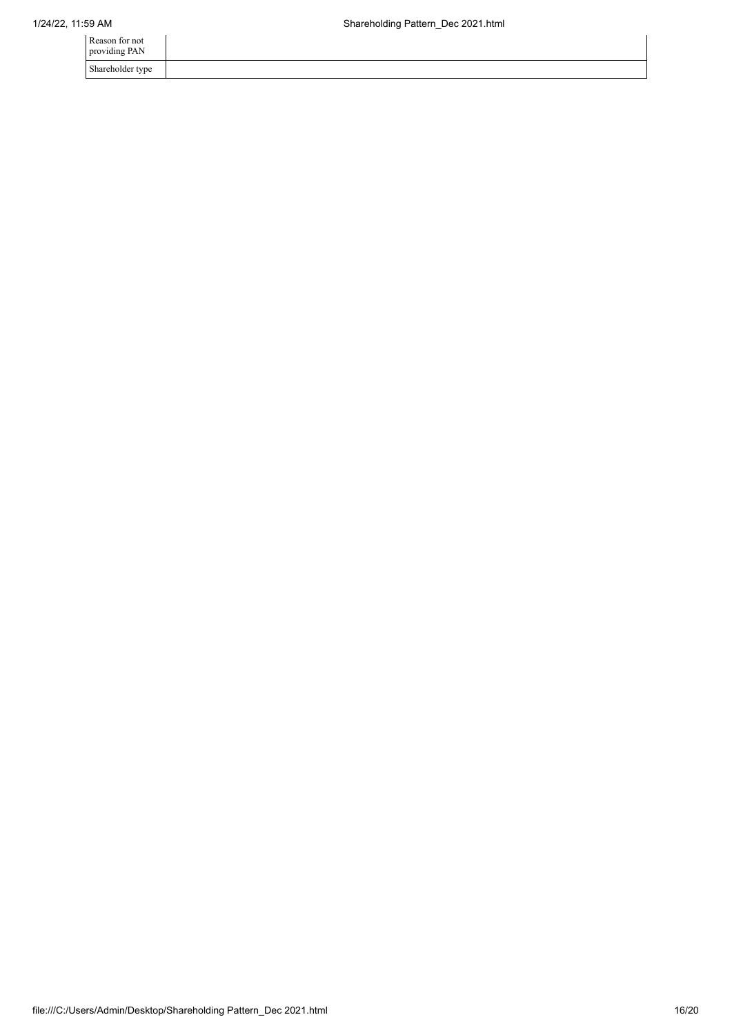| | |
|---|---|
| Reason for not providing PAN | |
| Shareholder type | |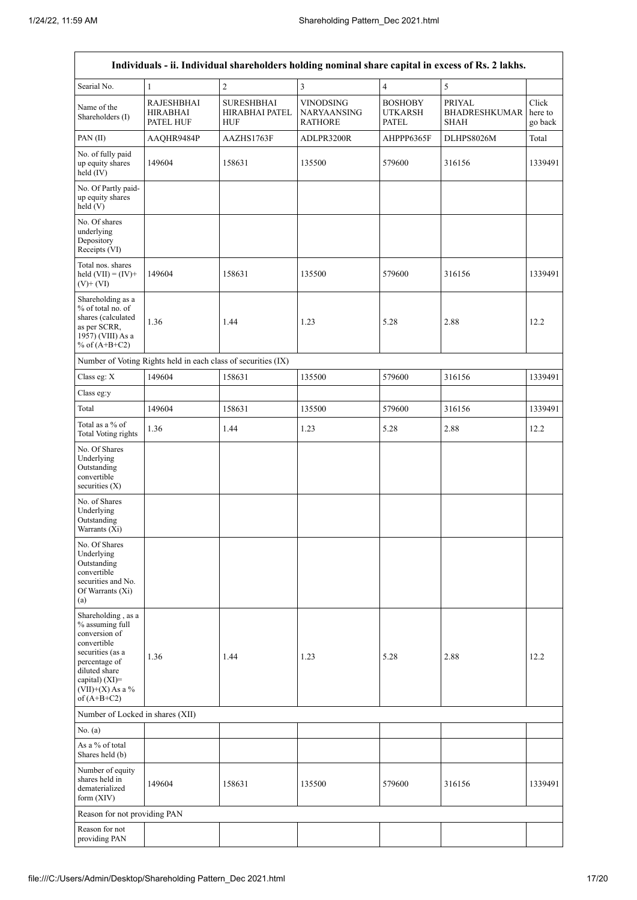| Individuals - ii. Individual shareholders holding nominal share capital in excess of Rs. 2 lakhs. | | | | | | |
|---|---|---|---|---|---|---|
| Searial No. | 1 | 2 | 3 | 4 | 5 | |
| Name of the Shareholders (I) | RAJESHBHAI HIRABHAI PATEL HUF | SURESHBHAI HIRABHAI PATEL HUF | VINODSING NARYAANSING RATHORE | BOSHOBY UTKARSH PATEL | PRIYAL BHADRESHKUMAR SHAH | Click here to go back |
| PAN (II) | AAQHR9484P | AAZHS1763F | ADLPR3200R | AHPPP6365F | DLHPS8026M | Total |
| No. of fully paid up equity shares held (IV) | 149604 | 158631 | 135500 | 579600 | 316156 | 1339491 |
| No. Of Partly paid-up equity shares held (V) | | | | | | |
| No. Of shares underlying Depository Receipts (VI) | | | | | | |
| Total nos. shares held (VII) = (IV)+ (V)+ (VI) | 149604 | 158631 | 135500 | 579600 | 316156 | 1339491 |
| Shareholding as a % of total no. of shares (calculated as per SCRR, 1957) (VIII) As a % of (A+B+C2) | 1.36 | 1.44 | 1.23 | 5.28 | 2.88 | 12.2 |
| Number of Voting Rights held in each class of securities (IX) | | | | | | |
| Class eg: X | 149604 | 158631 | 135500 | 579600 | 316156 | 1339491 |
| Class eg:y | | | | | | |
| Total | 149604 | 158631 | 135500 | 579600 | 316156 | 1339491 |
| Total as a % of Total Voting rights | 1.36 | 1.44 | 1.23 | 5.28 | 2.88 | 12.2 |
| No. Of Shares Underlying Outstanding convertible securities (X) | | | | | | |
| No. of Shares Underlying Outstanding Warrants (Xi) | | | | | | |
| No. Of Shares Underlying Outstanding convertible securities and No. Of Warrants (Xi) (a) | | | | | | |
| Shareholding , as a % assuming full conversion of convertible securities (as a percentage of diluted share capital) (XI)= (VII)+(X) As a % of (A+B+C2) | 1.36 | 1.44 | 1.23 | 5.28 | 2.88 | 12.2 |
| Number of Locked in shares (XII) | | | | | | |
| No. (a) | | | | | | |
| As a % of total Shares held (b) | | | | | | |
| Number of equity shares held in dematerialized form (XIV) | 149604 | 158631 | 135500 | 579600 | 316156 | 1339491 |
| Reason for not providing PAN | | | | | | |
| Reason for not providing PAN | | | | | | |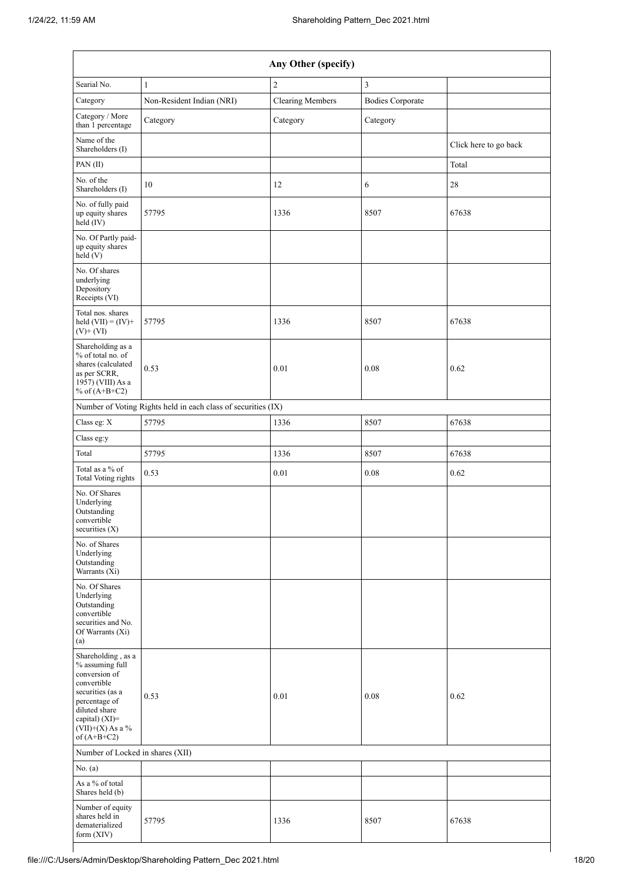| Any Other (specify) | | | | |
|---|---|---|---|---|
| Searial No. | 1 | 2 | 3 | |
| Category | Non-Resident Indian (NRI) | Clearing Members | Bodies Corporate | |
| Category / More than 1 percentage | Category | Category | Category | |
| Name of the Shareholders (I) | | | | Click here to go back |
| PAN (II) | | | | Total |
| No. of the Shareholders (I) | 10 | 12 | 6 | 28 |
| No. of fully paid up equity shares held (IV) | 57795 | 1336 | 8507 | 67638 |
| No. Of Partly paid-up equity shares held (V) | | | | |
| No. Of shares underlying Depository Receipts (VI) | | | | |
| Total nos. shares held (VII) = (IV)+ (V)+ (VI) | 57795 | 1336 | 8507 | 67638 |
| Shareholding as a % of total no. of shares (calculated as per SCRR, 1957) (VIII) As a % of (A+B+C2) | 0.53 | 0.01 | 0.08 | 0.62 |
| Number of Voting Rights held in each class of securities (IX) | | | | |
| Class eg: X | 57795 | 1336 | 8507 | 67638 |
| Class eg:y | | | | |
| Total | 57795 | 1336 | 8507 | 67638 |
| Total as a % of Total Voting rights | 0.53 | 0.01 | 0.08 | 0.62 |
| No. Of Shares Underlying Outstanding convertible securities (X) | | | | |
| No. of Shares Underlying Outstanding Warrants (Xi) | | | | |
| No. Of Shares Underlying Outstanding convertible securities and No. Of Warrants (Xi) (a) | | | | |
| Shareholding , as a % assuming full conversion of convertible securities (as a percentage of diluted share capital) (XI)= (VII)+(X) As a % of (A+B+C2) | 0.53 | 0.01 | 0.08 | 0.62 |
| Number of Locked in shares (XII) | | | | |
| No. (a) | | | | |
| As a % of total Shares held (b) | | | | |
| Number of equity shares held in dematerialized form (XIV) | 57795 | 1336 | 8507 | 67638 |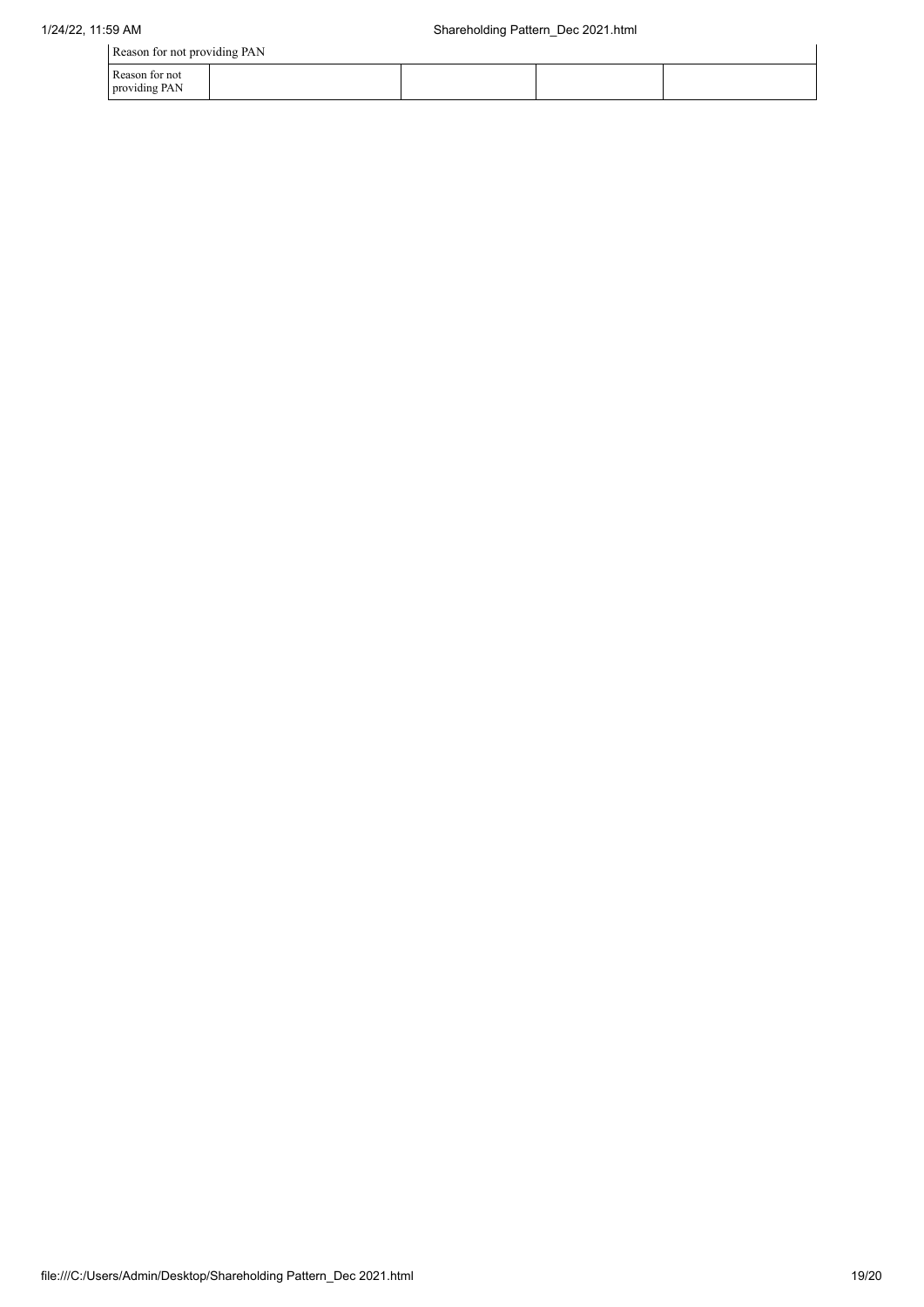| Reason for not providing PAN | | | | |
|---|---|---|---|---|
| Reason for not providing PAN | | | | |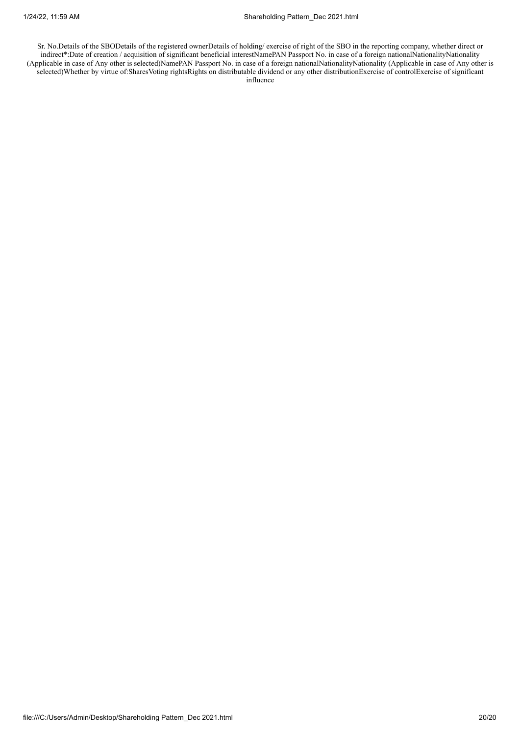Sr. No.Details of the SBODetails of the registered ownerDetails of holding/ exercise of right of the SBO in the reporting company, whether direct or indirect*:Date of creation / acquisition of significant beneficial interestNamePAN Passport No. in case of a foreign nationalNationalityNationality (Applicable in case of Any other is selected)NamePAN Passport No. in case of a foreign nationalNationalityNationality (Applicable in case of Any other is selected)Whether by virtue of:SharesVoting rightsRights on distributable dividend or any other distributionExercise of controlExercise of significant influence